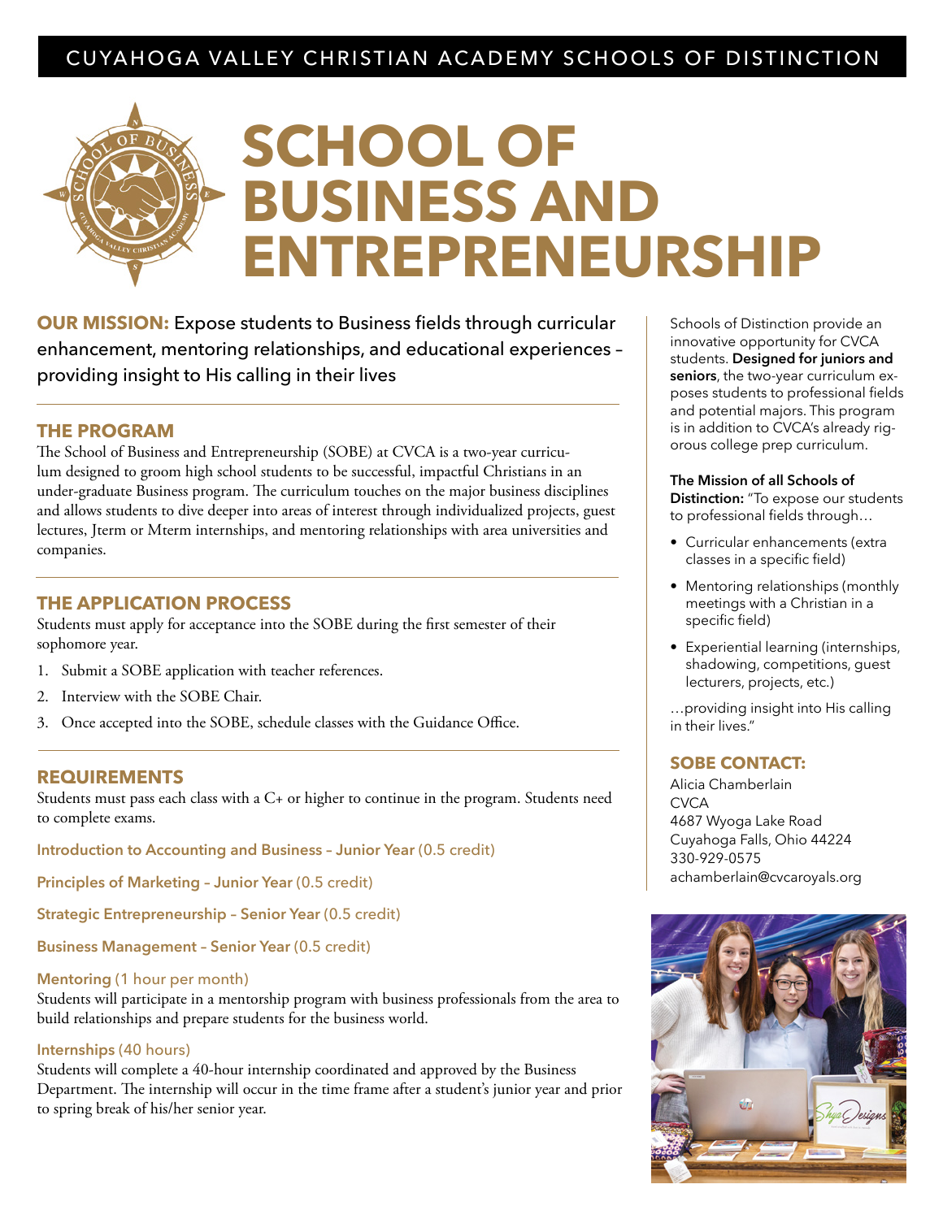CUYAHOGA VALLEY CHRISTIAN ACADEMY SCHOOLS OF DISTINCTION

# SCHOOL OF BUSINESS AND ENTREPRENEURSHIP

**OUR MISSION:** Expose students to Business fields through curricular enhancement, mentoring relationships, and educational experiences – providing insight to His calling in their lives

## THE PROGRAM

The School of Business and Entrepreneurship (SOBE) at CVCA is a two-year curriculum designed to groom high school students to be successful, impactful Christians in an under-graduate Business program. The curriculum touches on the major business disciplines and allows students to dive deeper into areas of interest through individualized projects, guest lectures, Jterm or Mterm internships, and mentoring relationships with area universities and companies.

## THE APPLICATION PROCESS

Students must apply for acceptance into the SOBE during the first semester of their sophomore year.

1. Submit a SOBE application with teacher references.
2. Interview with the SOBE Chair.
3. Once accepted into the SOBE, schedule classes with the Guidance Office.

## REQUIREMENTS

Students must pass each class with a C+ or higher to continue in the program. Students need to complete exams.

**Introduction to Accounting and Business – Junior Year** (0.5 credit)

**Principles of Marketing – Junior Year** (0.5 credit)

**Strategic Entrepreneurship – Senior Year** (0.5 credit)

**Business Management – Senior Year** (0.5 credit)

**Mentoring** (1 hour per month)
Students will participate in a mentorship program with business professionals from the area to build relationships and prepare students for the business world.

**Internships** (40 hours)
Students will complete a 40-hour internship coordinated and approved by the Business Department. The internship will occur in the time frame after a student's junior year and prior to spring break of his/her senior year.

Schools of Distinction provide an innovative opportunity for CVCA students. **Designed for juniors and seniors**, the two-year curriculum exposes students to professional fields and potential majors. This program is in addition to CVCA's already rigorous college prep curriculum.

**The Mission of all Schools of Distinction:** "To expose our students to professional fields through…

- Curricular enhancements (extra classes in a specific field)
- Mentoring relationships (monthly meetings with a Christian in a specific field)
- Experiential learning (internships, shadowing, competitions, guest lecturers, projects, etc.)

…providing insight into His calling in their lives."

## SOBE CONTACT:

Alicia Chamberlain
CVCA
4687 Wyoga Lake Road
Cuyahoga Falls, Ohio 44224
330-929-0575
achamberlain@cvcaroyals.org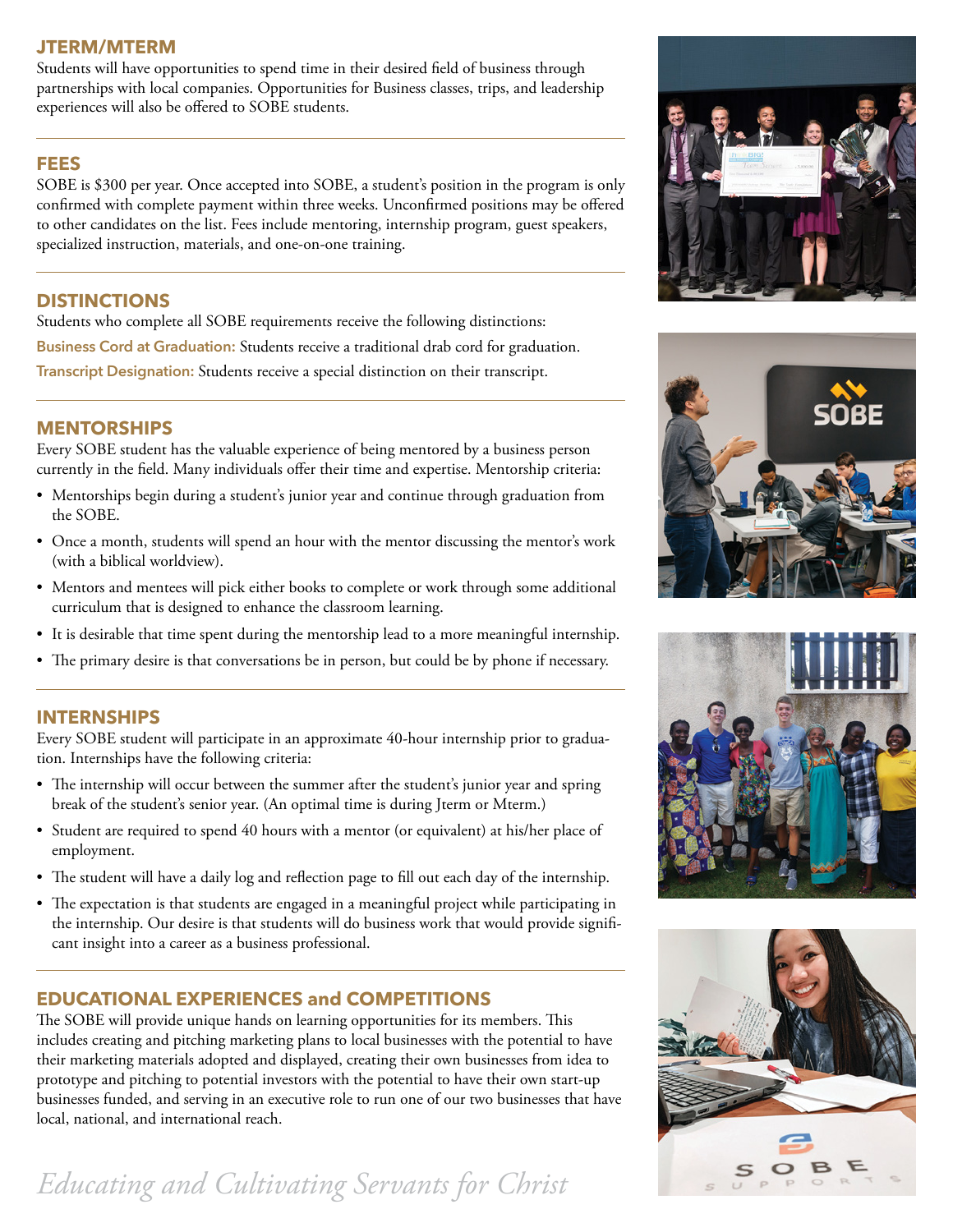## JTERM/MTERM

Students will have opportunities to spend time in their desired field of business through partnerships with local companies. Opportunities for Business classes, trips, and leadership experiences will also be offered to SOBE students.

## FEES

SOBE is $300 per year. Once accepted into SOBE, a student's position in the program is only confirmed with complete payment within three weeks. Unconfirmed positions may be offered to other candidates on the list. Fees include mentoring, internship program, guest speakers, specialized instruction, materials, and one-on-one training.

## DISTINCTIONS

Students who complete all SOBE requirements receive the following distinctions:

**Business Cord at Graduation:** Students receive a traditional drab cord for graduation.

**Transcript Designation:** Students receive a special distinction on their transcript.

## MENTORSHIPS

Every SOBE student has the valuable experience of being mentored by a business person currently in the field. Many individuals offer their time and expertise. Mentorship criteria:

- Mentorships begin during a student's junior year and continue through graduation from the SOBE.
- Once a month, students will spend an hour with the mentor discussing the mentor's work (with a biblical worldview).
- Mentors and mentees will pick either books to complete or work through some additional curriculum that is designed to enhance the classroom learning.
- It is desirable that time spent during the mentorship lead to a more meaningful internship.
- The primary desire is that conversations be in person, but could be by phone if necessary.

## INTERNSHIPS

Every SOBE student will participate in an approximate 40-hour internship prior to graduation. Internships have the following criteria:

- The internship will occur between the summer after the student's junior year and spring break of the student's senior year. (An optimal time is during Jterm or Mterm.)
- Student are required to spend 40 hours with a mentor (or equivalent) at his/her place of employment.
- The student will have a daily log and reflection page to fill out each day of the internship.
- The expectation is that students are engaged in a meaningful project while participating in the internship. Our desire is that students will do business work that would provide significant insight into a career as a business professional.

## EDUCATIONAL EXPERIENCES and COMPETITIONS

The SOBE will provide unique hands on learning opportunities for its members. This includes creating and pitching marketing plans to local businesses with the potential to have their marketing materials adopted and displayed, creating their own businesses from idea to prototype and pitching to potential investors with the potential to have their own start-up businesses funded, and serving in an executive role to run one of our two businesses that have local, national, and international reach.

*Educating and Cultivating Servants for Christ*